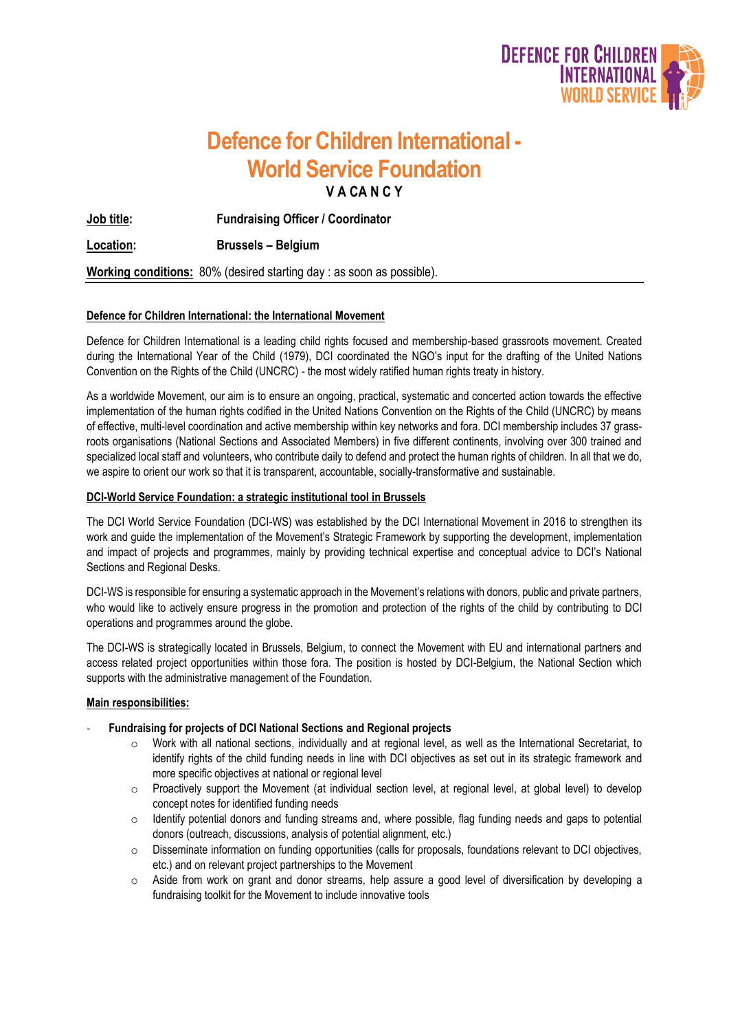# Defence for Children International - World Service Foundation

**V A C A N C Y**

**Job title:** **Fundraising Officer / Coordinator**

**Location:** **Brussels – Belgium**

**Working conditions:** 80% (desired starting day : as soon as possible).

## Defence for Children International: the International Movement

Defence for Children International is a leading child rights focused and membership-based grassroots movement. Created during the International Year of the Child (1979), DCI coordinated the NGO's input for the drafting of the United Nations Convention on the Rights of the Child (UNCRC) - the most widely ratified human rights treaty in history.

As a worldwide Movement, our aim is to ensure an ongoing, practical, systematic and concerted action towards the effective implementation of the human rights codified in the United Nations Convention on the Rights of the Child (UNCRC) by means of effective, multi-level coordination and active membership within key networks and fora. DCI membership includes 37 grass-roots organisations (National Sections and Associated Members) in five different continents, involving over 300 trained and specialized local staff and volunteers, who contribute daily to defend and protect the human rights of children. In all that we do, we aspire to orient our work so that it is transparent, accountable, socially-transformative and sustainable.

## DCI-World Service Foundation: a strategic institutional tool in Brussels

The DCI World Service Foundation (DCI-WS) was established by the DCI International Movement in 2016 to strengthen its work and guide the implementation of the Movement's Strategic Framework by supporting the development, implementation and impact of projects and programmes, mainly by providing technical expertise and conceptual advice to DCI's National Sections and Regional Desks.

DCI-WS is responsible for ensuring a systematic approach in the Movement's relations with donors, public and private partners, who would like to actively ensure progress in the promotion and protection of the rights of the child by contributing to DCI operations and programmes around the globe.

The DCI-WS is strategically located in Brussels, Belgium, to connect the Movement with EU and international partners and access related project opportunities within those fora. The position is hosted by DCI-Belgium, the National Section which supports with the administrative management of the Foundation.

## Main responsibilities:

- **Fundraising for projects of DCI National Sections and Regional projects**
  - Work with all national sections, individually and at regional level, as well as the International Secretariat, to identify rights of the child funding needs in line with DCI objectives as set out in its strategic framework and more specific objectives at national or regional level
  - Proactively support the Movement (at individual section level, at regional level, at global level) to develop concept notes for identified funding needs
  - Identify potential donors and funding streams and, where possible, flag funding needs and gaps to potential donors (outreach, discussions, analysis of potential alignment, etc.)
  - Disseminate information on funding opportunities (calls for proposals, foundations relevant to DCI objectives, etc.) and on relevant project partnerships to the Movement
  - Aside from work on grant and donor streams, help assure a good level of diversification by developing a fundraising toolkit for the Movement to include innovative tools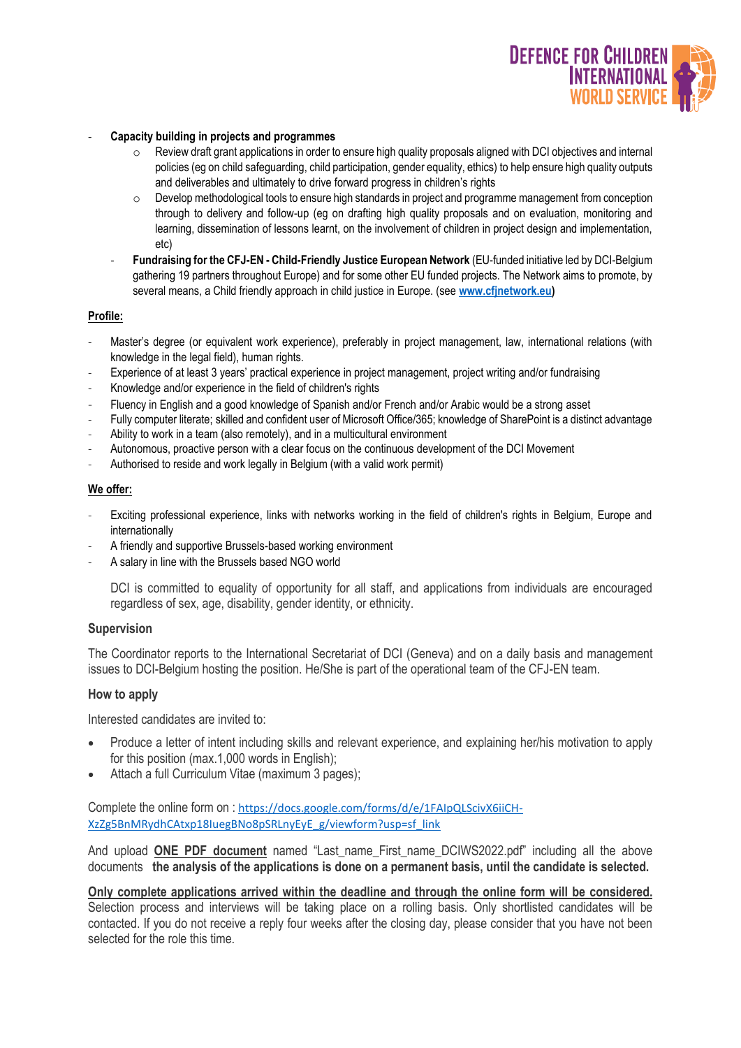- **Capacity building in projects and programmes**
    - Review draft grant applications in order to ensure high quality proposals aligned with DCI objectives and internal policies (eg on child safeguarding, child participation, gender equality, ethics) to help ensure high quality outputs and deliverables and ultimately to drive forward progress in children's rights
    - Develop methodological tools to ensure high standards in project and programme management from conception through to delivery and follow-up (eg on drafting high quality proposals and on evaluation, monitoring and learning, dissemination of lessons learnt, on the involvement of children in project design and implementation, etc)
- **Fundraising for the CFJ-EN - Child-Friendly Justice European Network** (EU-funded initiative led by DCI-Belgium gathering 19 partners throughout Europe) and for some other EU funded projects. The Network aims to promote, by several means, a Child friendly approach in child justice in Europe. (see **www.cfjnetwork.eu)**

**Profile:**

- Master's degree (or equivalent work experience), preferably in project management, law, international relations (with knowledge in the legal field), human rights.
- Experience of at least 3 years' practical experience in project management, project writing and/or fundraising
- Knowledge and/or experience in the field of children's rights
- Fluency in English and a good knowledge of Spanish and/or French and/or Arabic would be a strong asset
- Fully computer literate; skilled and confident user of Microsoft Office/365; knowledge of SharePoint is a distinct advantage
- Ability to work in a team (also remotely), and in a multicultural environment
- Autonomous, proactive person with a clear focus on the continuous development of the DCI Movement
- Authorised to reside and work legally in Belgium (with a valid work permit)

**We offer:**

- Exciting professional experience, links with networks working in the field of children's rights in Belgium, Europe and internationally
- A friendly and supportive Brussels-based working environment
- A salary in line with the Brussels based NGO world

DCI is committed to equality of opportunity for all staff, and applications from individuals are encouraged regardless of sex, age, disability, gender identity, or ethnicity.

**Supervision**

The Coordinator reports to the International Secretariat of DCI (Geneva) and on a daily basis and management issues to DCI-Belgium hosting the position. He/She is part of the operational team of the CFJ-EN team.

**How to apply**

Interested candidates are invited to:

- Produce a letter of intent including skills and relevant experience, and explaining her/his motivation to apply for this position (max.1,000 words in English);
- Attach a full Curriculum Vitae (maximum 3 pages);

Complete the online form on : https://docs.google.com/forms/d/e/1FAIpQLScivX6iiCH-XzZg5BnMRydhCAtxp18IuegBNo8pSRLnyEyE_g/viewform?usp=sf_link

And upload **ONE PDF document** named "Last_name_First_name_DCIWS2022.pdf" including all the above documents **the analysis of the applications is done on a permanent basis, until the candidate is selected.**

**Only complete applications arrived within the deadline and through the online form will be considered.** Selection process and interviews will be taking place on a rolling basis. Only shortlisted candidates will be contacted. If you do not receive a reply four weeks after the closing day, please consider that you have not been selected for the role this time.